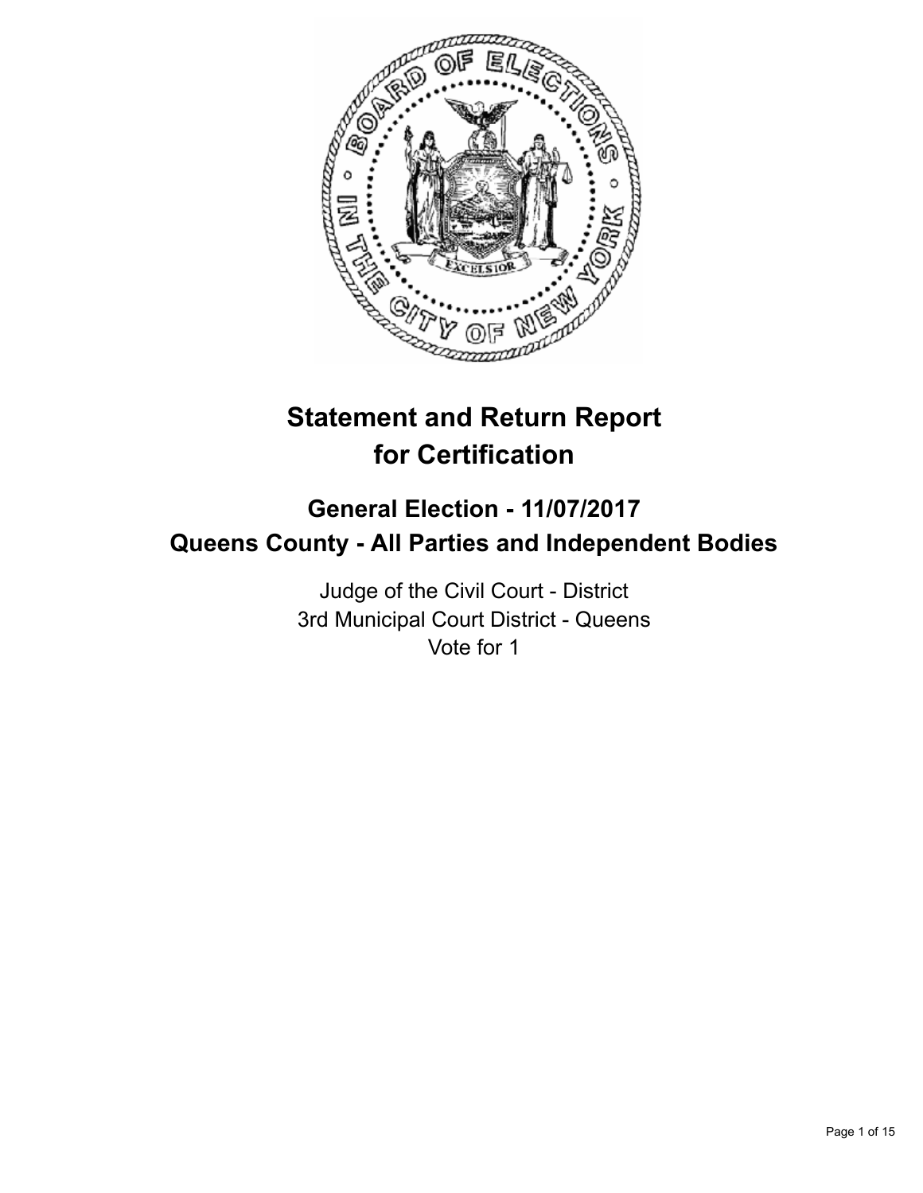# Statement and Return Report for Certification

## General Election - 11/07/2017
## Queens County - All Parties and Independent Bodies

Judge of the Civil Court - District
3rd Municipal Court District - Queens
Vote for 1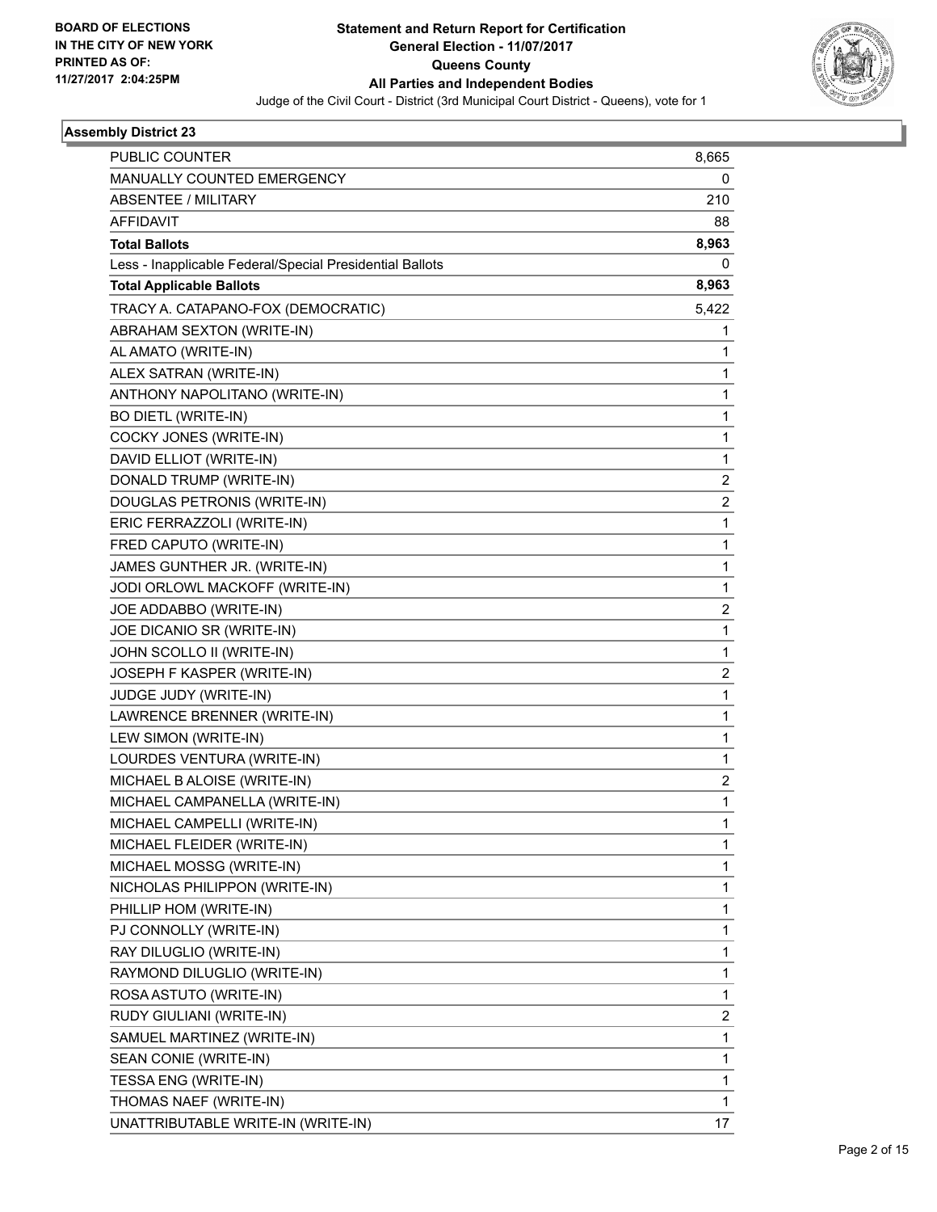BOARD OF ELECTIONS
IN THE CITY OF NEW YORK
PRINTED AS OF:
11/27/2017 2:04:25PM

**Statement and Return Report for Certification**
**General Election - 11/07/2017**
**Queens County**
**All Parties and Independent Bodies**
Judge of the Civil Court - District (3rd Municipal Court District - Queens), vote for 1

## Assembly District 23

| | |
|---|---|
| PUBLIC COUNTER | 8,665 |
| MANUALLY COUNTED EMERGENCY | 0 |
| ABSENTEE / MILITARY | 210 |
| AFFIDAVIT | 88 |
| **Total Ballots** | **8,963** |
| Less - Inapplicable Federal/Special Presidential Ballots | 0 |
| **Total Applicable Ballots** | **8,963** |
| TRACY A. CATAPANO-FOX (DEMOCRATIC) | 5,422 |
| ABRAHAM SEXTON (WRITE-IN) | 1 |
| AL AMATO (WRITE-IN) | 1 |
| ALEX SATRAN (WRITE-IN) | 1 |
| ANTHONY NAPOLITANO (WRITE-IN) | 1 |
| BO DIETL (WRITE-IN) | 1 |
| COCKY JONES (WRITE-IN) | 1 |
| DAVID ELLIOT (WRITE-IN) | 1 |
| DONALD TRUMP (WRITE-IN) | 2 |
| DOUGLAS PETRONIS (WRITE-IN) | 2 |
| ERIC FERRAZZOLI (WRITE-IN) | 1 |
| FRED CAPUTO (WRITE-IN) | 1 |
| JAMES GUNTHER JR. (WRITE-IN) | 1 |
| JODI ORLOWL MACKOFF (WRITE-IN) | 1 |
| JOE ADDABBO (WRITE-IN) | 2 |
| JOE DICANIO SR (WRITE-IN) | 1 |
| JOHN SCOLLO II (WRITE-IN) | 1 |
| JOSEPH F KASPER (WRITE-IN) | 2 |
| JUDGE JUDY (WRITE-IN) | 1 |
| LAWRENCE BRENNER (WRITE-IN) | 1 |
| LEW SIMON (WRITE-IN) | 1 |
| LOURDES VENTURA (WRITE-IN) | 1 |
| MICHAEL B ALOISE (WRITE-IN) | 2 |
| MICHAEL CAMPANELLA (WRITE-IN) | 1 |
| MICHAEL CAMPELLI (WRITE-IN) | 1 |
| MICHAEL FLEIDER (WRITE-IN) | 1 |
| MICHAEL MOSSG (WRITE-IN) | 1 |
| NICHOLAS PHILIPPON (WRITE-IN) | 1 |
| PHILLIP HOM (WRITE-IN) | 1 |
| PJ CONNOLLY (WRITE-IN) | 1 |
| RAY DILUGLIO (WRITE-IN) | 1 |
| RAYMOND DILUGLIO (WRITE-IN) | 1 |
| ROSA ASTUTO (WRITE-IN) | 1 |
| RUDY GIULIANI (WRITE-IN) | 2 |
| SAMUEL MARTINEZ (WRITE-IN) | 1 |
| SEAN CONIE (WRITE-IN) | 1 |
| TESSA ENG (WRITE-IN) | 1 |
| THOMAS NAEF (WRITE-IN) | 1 |
| UNATTRIBUTABLE WRITE-IN (WRITE-IN) | 17 |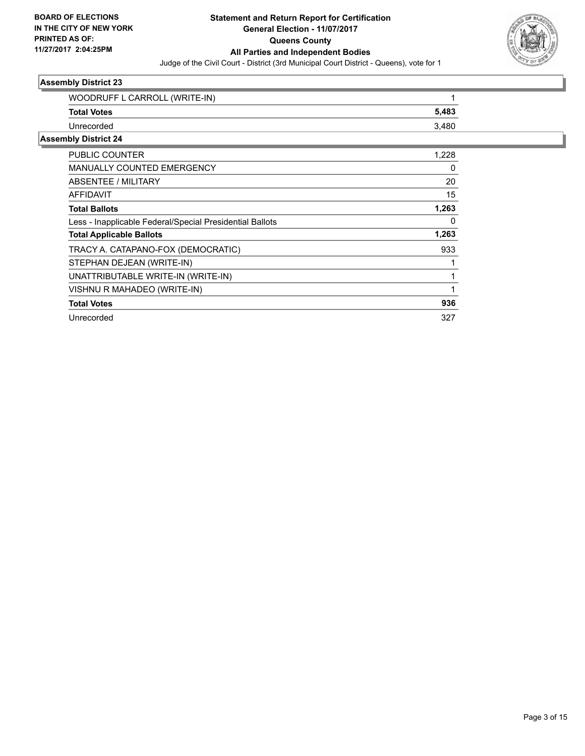## Assembly District 23

| | |
|---|---|
| WOODRUFF L CARROLL (WRITE-IN) | 1 |
| **Total Votes** | **5,483** |
| Unrecorded | 3,480 |

## Assembly District 24

| | |
|---|---|
| PUBLIC COUNTER | 1,228 |
| MANUALLY COUNTED EMERGENCY | 0 |
| ABSENTEE / MILITARY | 20 |
| AFFIDAVIT | 15 |
| **Total Ballots** | **1,263** |
| Less - Inapplicable Federal/Special Presidential Ballots | 0 |
| **Total Applicable Ballots** | **1,263** |
| TRACY A. CATAPANO-FOX (DEMOCRATIC) | 933 |
| STEPHAN DEJEAN (WRITE-IN) | 1 |
| UNATTRIBUTABLE WRITE-IN (WRITE-IN) | 1 |
| VISHNU R MAHADEO (WRITE-IN) | 1 |
| **Total Votes** | **936** |
| Unrecorded | 327 |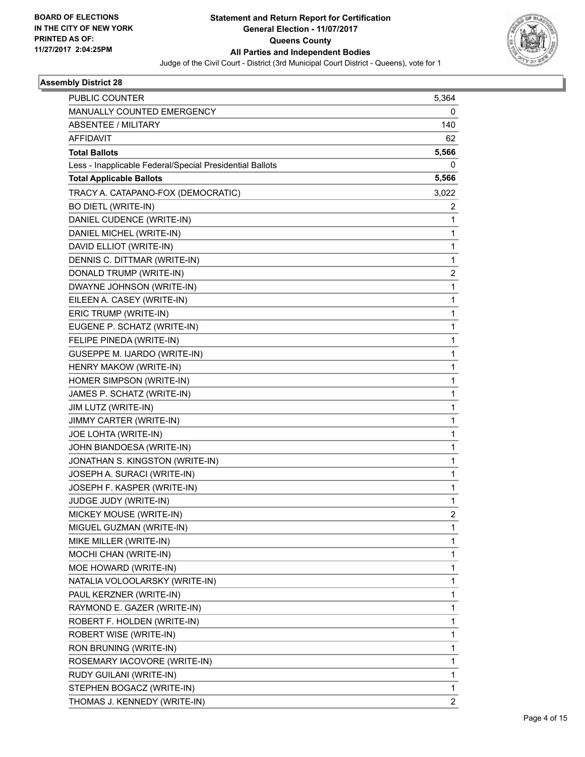**BOARD OF ELECTIONS IN THE CITY OF NEW YORK PRINTED AS OF: 11/27/2017 2:04:25PM**

# Statement and Return Report for Certification
## General Election - 11/07/2017
## Queens County
## All Parties and Independent Bodies

Judge of the Civil Court - District (3rd Municipal Court District - Queens), vote for 1

### Assembly District 28

| | |
|---|---|
| PUBLIC COUNTER | 5,364 |
| MANUALLY COUNTED EMERGENCY | 0 |
| ABSENTEE / MILITARY | 140 |
| AFFIDAVIT | 62 |
| **Total Ballots** | **5,566** |
| Less - Inapplicable Federal/Special Presidential Ballots | 0 |
| **Total Applicable Ballots** | **5,566** |
| TRACY A. CATAPANO-FOX (DEMOCRATIC) | 3,022 |
| BO DIETL (WRITE-IN) | 2 |
| DANIEL CUDENCE (WRITE-IN) | 1 |
| DANIEL MICHEL (WRITE-IN) | 1 |
| DAVID ELLIOT (WRITE-IN) | 1 |
| DENNIS C. DITTMAR (WRITE-IN) | 1 |
| DONALD TRUMP (WRITE-IN) | 2 |
| DWAYNE JOHNSON (WRITE-IN) | 1 |
| EILEEN A. CASEY (WRITE-IN) | 1 |
| ERIC TRUMP (WRITE-IN) | 1 |
| EUGENE P. SCHATZ (WRITE-IN) | 1 |
| FELIPE PINEDA (WRITE-IN) | 1 |
| GUSEPPE M. IJARDO (WRITE-IN) | 1 |
| HENRY MAKOW (WRITE-IN) | 1 |
| HOMER SIMPSON (WRITE-IN) | 1 |
| JAMES P. SCHATZ (WRITE-IN) | 1 |
| JIM LUTZ (WRITE-IN) | 1 |
| JIMMY CARTER (WRITE-IN) | 1 |
| JOE LOHTA (WRITE-IN) | 1 |
| JOHN BIANDOESA (WRITE-IN) | 1 |
| JONATHAN S. KINGSTON (WRITE-IN) | 1 |
| JOSEPH A. SURACI (WRITE-IN) | 1 |
| JOSEPH F. KASPER (WRITE-IN) | 1 |
| JUDGE JUDY (WRITE-IN) | 1 |
| MICKEY MOUSE (WRITE-IN) | 2 |
| MIGUEL GUZMAN (WRITE-IN) | 1 |
| MIKE MILLER (WRITE-IN) | 1 |
| MOCHI CHAN (WRITE-IN) | 1 |
| MOE HOWARD (WRITE-IN) | 1 |
| NATALIA VOLOOLARSKY (WRITE-IN) | 1 |
| PAUL KERZNER (WRITE-IN) | 1 |
| RAYMOND E. GAZER (WRITE-IN) | 1 |
| ROBERT F. HOLDEN (WRITE-IN) | 1 |
| ROBERT WISE (WRITE-IN) | 1 |
| RON BRUNING (WRITE-IN) | 1 |
| ROSEMARY IACOVORE (WRITE-IN) | 1 |
| RUDY GUILANI (WRITE-IN) | 1 |
| STEPHEN BOGACZ (WRITE-IN) | 1 |
| THOMAS J. KENNEDY (WRITE-IN) | 2 |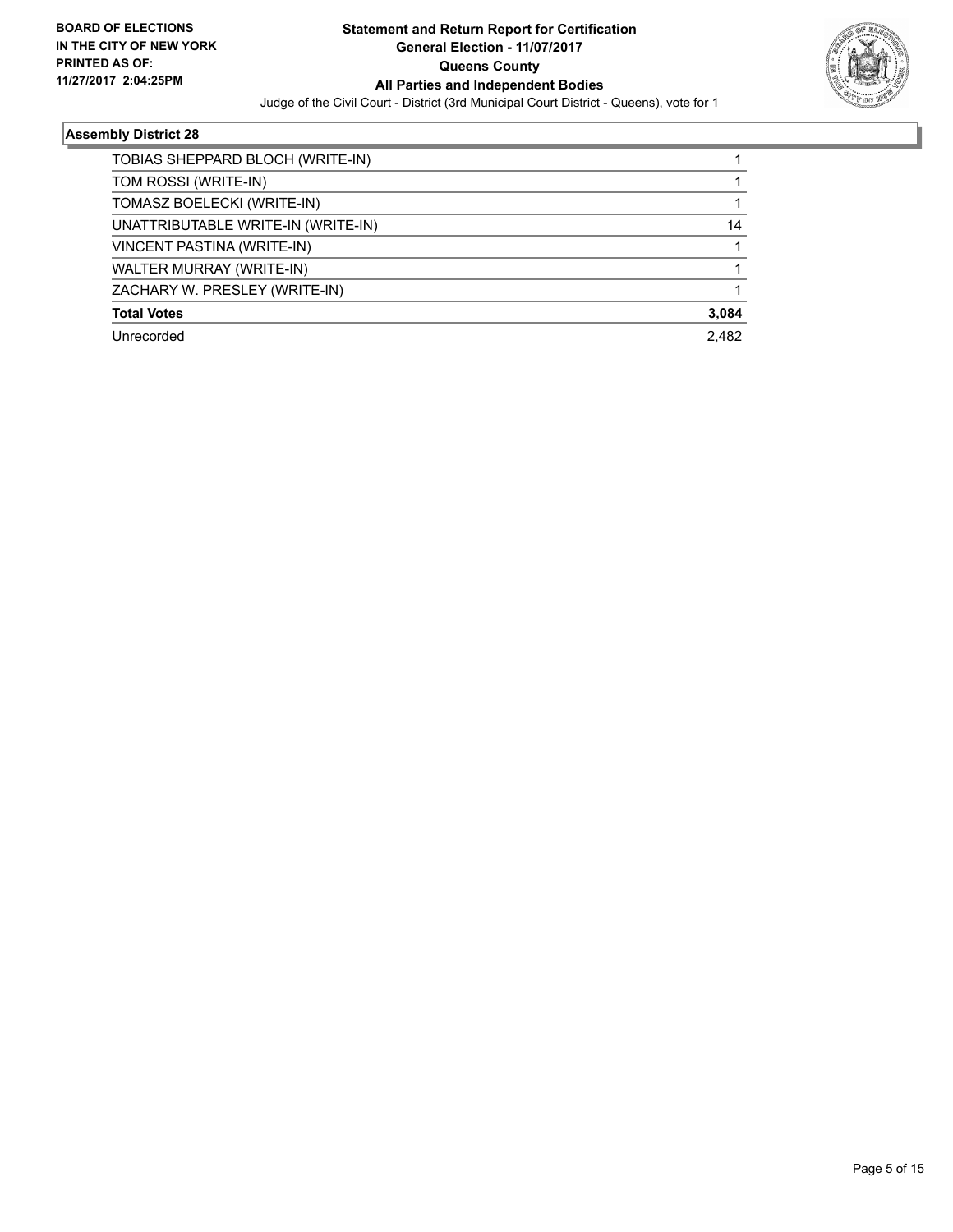**BOARD OF ELECTIONS IN THE CITY OF NEW YORK PRINTED AS OF: 11/27/2017 2:04:25PM**

**Statement and Return Report for Certification**
**General Election - 11/07/2017**
**Queens County**
**All Parties and Independent Bodies**
Judge of the Civil Court - District (3rd Municipal Court District - Queens), vote for 1

### Assembly District 28

| | |
|---|---|
| TOBIAS SHEPPARD BLOCH (WRITE-IN) | 1 |
| TOM ROSSI (WRITE-IN) | 1 |
| TOMASZ BOELECKI (WRITE-IN) | 1 |
| UNATTRIBUTABLE WRITE-IN (WRITE-IN) | 14 |
| VINCENT PASTINA (WRITE-IN) | 1 |
| WALTER MURRAY (WRITE-IN) | 1 |
| ZACHARY W. PRESLEY (WRITE-IN) | 1 |
| **Total Votes** | **3,084** |
| Unrecorded | 2,482 |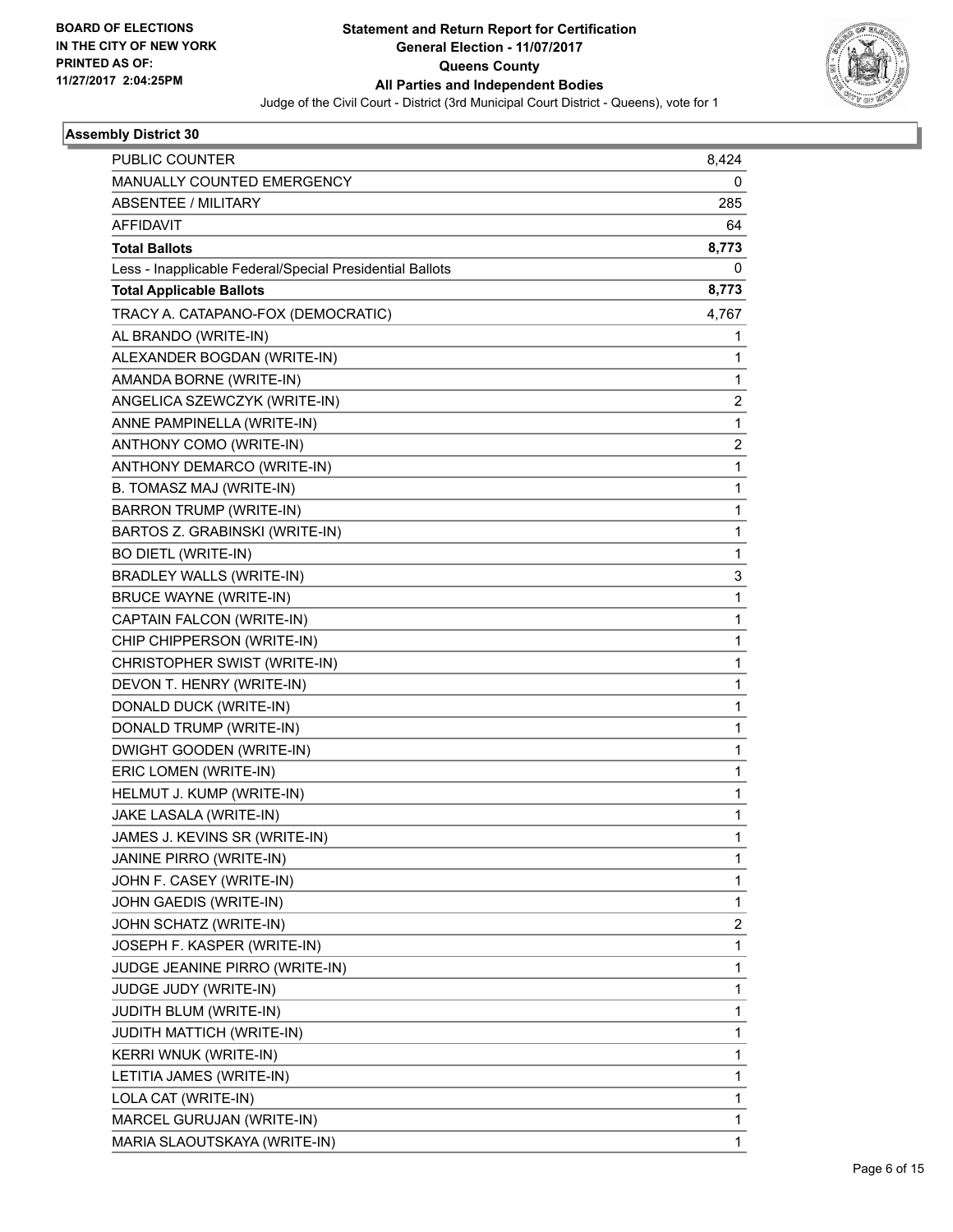BOARD OF ELECTIONS
IN THE CITY OF NEW YORK
PRINTED AS OF:
11/27/2017 2:04:25PM

**Statement and Return Report for Certification**
**General Election - 11/07/2017**
**Queens County**
**All Parties and Independent Bodies**
Judge of the Civil Court - District (3rd Municipal Court District - Queens), vote for 1

### Assembly District 30

| | |
|---|---|
| PUBLIC COUNTER | 8,424 |
| MANUALLY COUNTED EMERGENCY | 0 |
| ABSENTEE / MILITARY | 285 |
| AFFIDAVIT | 64 |
| **Total Ballots** | **8,773** |
| Less - Inapplicable Federal/Special Presidential Ballots | 0 |
| **Total Applicable Ballots** | **8,773** |
| TRACY A. CATAPANO-FOX (DEMOCRATIC) | 4,767 |
| AL BRANDO (WRITE-IN) | 1 |
| ALEXANDER BOGDAN (WRITE-IN) | 1 |
| AMANDA BORNE (WRITE-IN) | 1 |
| ANGELICA SZEWCZYK (WRITE-IN) | 2 |
| ANNE PAMPINELLA (WRITE-IN) | 1 |
| ANTHONY COMO (WRITE-IN) | 2 |
| ANTHONY DEMARCO (WRITE-IN) | 1 |
| B. TOMASZ MAJ (WRITE-IN) | 1 |
| BARRON TRUMP (WRITE-IN) | 1 |
| BARTOS Z. GRABINSKI (WRITE-IN) | 1 |
| BO DIETL (WRITE-IN) | 1 |
| BRADLEY WALLS (WRITE-IN) | 3 |
| BRUCE WAYNE (WRITE-IN) | 1 |
| CAPTAIN FALCON (WRITE-IN) | 1 |
| CHIP CHIPPERSON (WRITE-IN) | 1 |
| CHRISTOPHER SWIST (WRITE-IN) | 1 |
| DEVON T. HENRY (WRITE-IN) | 1 |
| DONALD DUCK (WRITE-IN) | 1 |
| DONALD TRUMP (WRITE-IN) | 1 |
| DWIGHT GOODEN (WRITE-IN) | 1 |
| ERIC LOMEN (WRITE-IN) | 1 |
| HELMUT J. KUMP (WRITE-IN) | 1 |
| JAKE LASALA (WRITE-IN) | 1 |
| JAMES J. KEVINS SR (WRITE-IN) | 1 |
| JANINE PIRRO (WRITE-IN) | 1 |
| JOHN F. CASEY (WRITE-IN) | 1 |
| JOHN GAEDIS (WRITE-IN) | 1 |
| JOHN SCHATZ (WRITE-IN) | 2 |
| JOSEPH F. KASPER (WRITE-IN) | 1 |
| JUDGE JEANINE PIRRO (WRITE-IN) | 1 |
| JUDGE JUDY (WRITE-IN) | 1 |
| JUDITH BLUM (WRITE-IN) | 1 |
| JUDITH MATTICH (WRITE-IN) | 1 |
| KERRI WNUK (WRITE-IN) | 1 |
| LETITIA JAMES (WRITE-IN) | 1 |
| LOLA CAT (WRITE-IN) | 1 |
| MARCEL GURUJAN (WRITE-IN) | 1 |
| MARIA SLAOUTSKAYA (WRITE-IN) | 1 |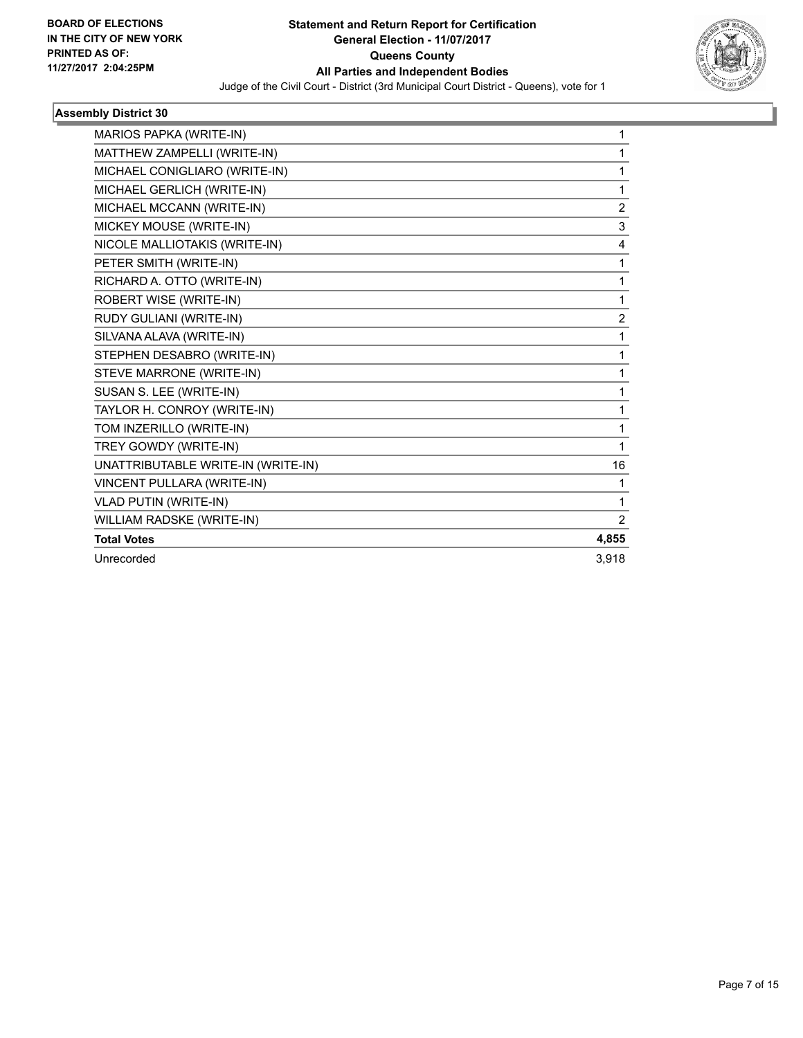**BOARD OF ELECTIONS IN THE CITY OF NEW YORK PRINTED AS OF: 11/27/2017 2:04:25PM**

# Statement and Return Report for Certification General Election - 11/07/2017 Queens County All Parties and Independent Bodies

Judge of the Civil Court - District (3rd Municipal Court District - Queens), vote for 1

## Assembly District 30

| Candidate | Votes |
|---|---|
| MARIOS PAPKA (WRITE-IN) | 1 |
| MATTHEW ZAMPELLI (WRITE-IN) | 1 |
| MICHAEL CONIGLIARO (WRITE-IN) | 1 |
| MICHAEL GERLICH (WRITE-IN) | 1 |
| MICHAEL MCCANN (WRITE-IN) | 2 |
| MICKEY MOUSE (WRITE-IN) | 3 |
| NICOLE MALLIOTAKIS (WRITE-IN) | 4 |
| PETER SMITH (WRITE-IN) | 1 |
| RICHARD A. OTTO (WRITE-IN) | 1 |
| ROBERT WISE (WRITE-IN) | 1 |
| RUDY GULIANI (WRITE-IN) | 2 |
| SILVANA ALAVA (WRITE-IN) | 1 |
| STEPHEN DESABRO (WRITE-IN) | 1 |
| STEVE MARRONE (WRITE-IN) | 1 |
| SUSAN S. LEE (WRITE-IN) | 1 |
| TAYLOR H. CONROY (WRITE-IN) | 1 |
| TOM INZERILLO (WRITE-IN) | 1 |
| TREY GOWDY (WRITE-IN) | 1 |
| UNATTRIBUTABLE WRITE-IN (WRITE-IN) | 16 |
| VINCENT PULLARA (WRITE-IN) | 1 |
| VLAD PUTIN (WRITE-IN) | 1 |
| WILLIAM RADSKE (WRITE-IN) | 2 |
| **Total Votes** | **4,855** |
| Unrecorded | 3,918 |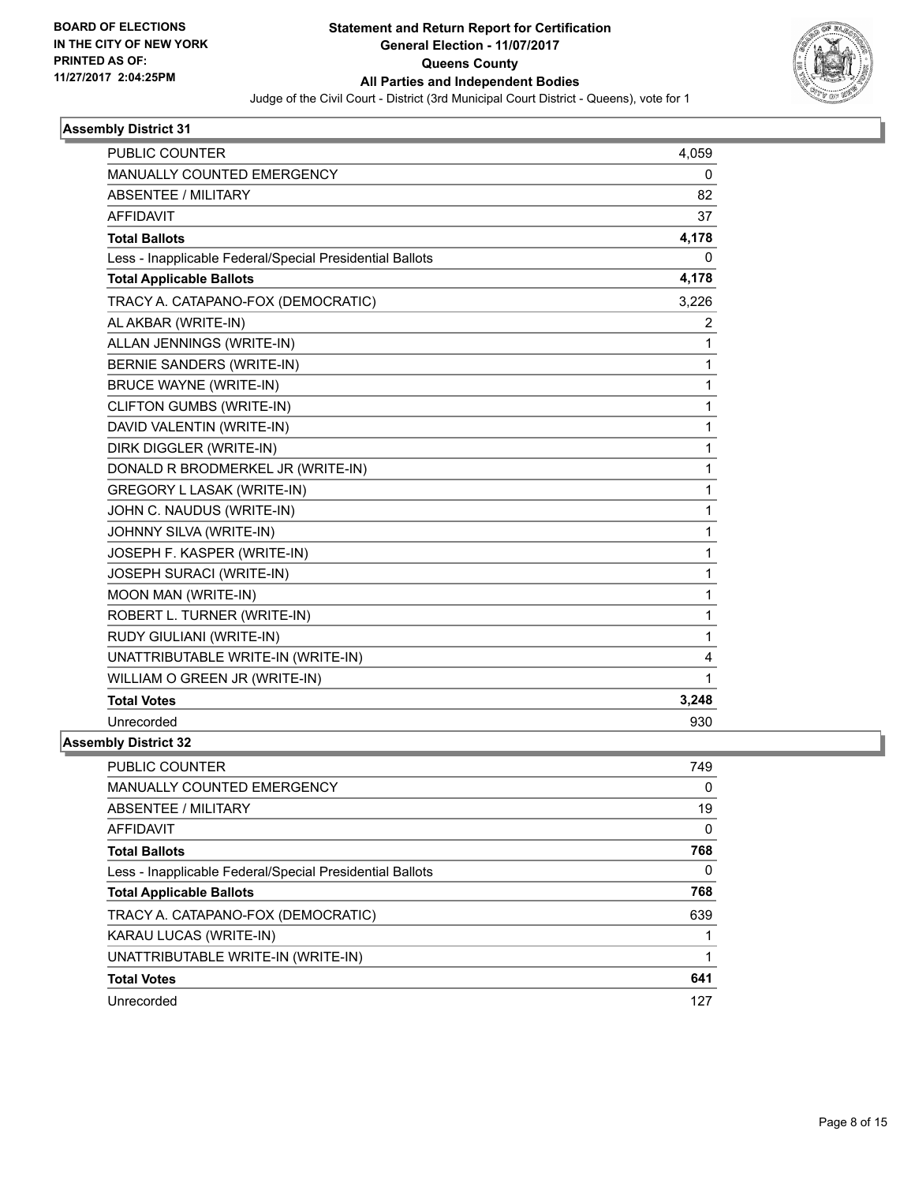BOARD OF ELECTIONS
IN THE CITY OF NEW YORK
PRINTED AS OF:
11/27/2017 2:04:25PM

**Statement and Return Report for Certification**
**General Election - 11/07/2017**
**Queens County**
**All Parties and Independent Bodies**
Judge of the Civil Court - District (3rd Municipal Court District - Queens), vote for 1

### Assembly District 31

| | |
|---|---|
| PUBLIC COUNTER | 4,059 |
| MANUALLY COUNTED EMERGENCY | 0 |
| ABSENTEE / MILITARY | 82 |
| AFFIDAVIT | 37 |
| **Total Ballots** | **4,178** |
| Less - Inapplicable Federal/Special Presidential Ballots | 0 |
| **Total Applicable Ballots** | **4,178** |
| TRACY A. CATAPANO-FOX (DEMOCRATIC) | 3,226 |
| AL AKBAR (WRITE-IN) | 2 |
| ALLAN JENNINGS (WRITE-IN) | 1 |
| BERNIE SANDERS (WRITE-IN) | 1 |
| BRUCE WAYNE (WRITE-IN) | 1 |
| CLIFTON GUMBS (WRITE-IN) | 1 |
| DAVID VALENTIN (WRITE-IN) | 1 |
| DIRK DIGGLER (WRITE-IN) | 1 |
| DONALD R BRODMERKEL JR (WRITE-IN) | 1 |
| GREGORY L LASAK (WRITE-IN) | 1 |
| JOHN C. NAUDUS (WRITE-IN) | 1 |
| JOHNNY SILVA (WRITE-IN) | 1 |
| JOSEPH F. KASPER (WRITE-IN) | 1 |
| JOSEPH SURACI (WRITE-IN) | 1 |
| MOON MAN (WRITE-IN) | 1 |
| ROBERT L. TURNER (WRITE-IN) | 1 |
| RUDY GIULIANI (WRITE-IN) | 1 |
| UNATTRIBUTABLE WRITE-IN (WRITE-IN) | 4 |
| WILLIAM O GREEN JR (WRITE-IN) | 1 |
| **Total Votes** | **3,248** |
| Unrecorded | 930 |

### Assembly District 32

| | |
|---|---|
| PUBLIC COUNTER | 749 |
| MANUALLY COUNTED EMERGENCY | 0 |
| ABSENTEE / MILITARY | 19 |
| AFFIDAVIT | 0 |
| **Total Ballots** | **768** |
| Less - Inapplicable Federal/Special Presidential Ballots | 0 |
| **Total Applicable Ballots** | **768** |
| TRACY A. CATAPANO-FOX (DEMOCRATIC) | 639 |
| KARAU LUCAS (WRITE-IN) | 1 |
| UNATTRIBUTABLE WRITE-IN (WRITE-IN) | 1 |
| **Total Votes** | **641** |
| Unrecorded | 127 |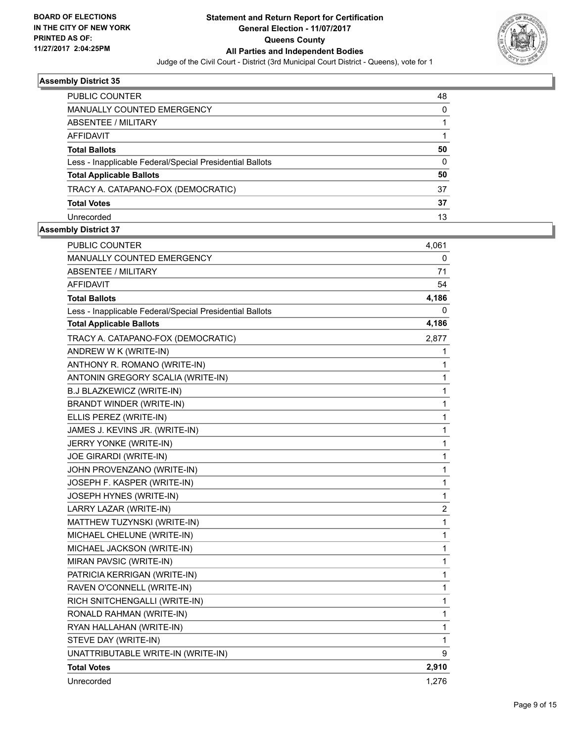**BOARD OF ELECTIONS IN THE CITY OF NEW YORK PRINTED AS OF: 11/27/2017 2:04:25PM**

# Statement and Return Report for Certification
## General Election - 11/07/2017
## Queens County
## All Parties and Independent Bodies

Judge of the Civil Court - District (3rd Municipal Court District - Queens), vote for 1

### Assembly District 35

| | |
|---|---|
| PUBLIC COUNTER | 48 |
| MANUALLY COUNTED EMERGENCY | 0 |
| ABSENTEE / MILITARY | 1 |
| AFFIDAVIT | 1 |
| **Total Ballots** | **50** |
| Less - Inapplicable Federal/Special Presidential Ballots | 0 |
| **Total Applicable Ballots** | **50** |
| TRACY A. CATAPANO-FOX (DEMOCRATIC) | 37 |
| **Total Votes** | **37** |
| Unrecorded | 13 |

### Assembly District 37

| | |
|---|---|
| PUBLIC COUNTER | 4,061 |
| MANUALLY COUNTED EMERGENCY | 0 |
| ABSENTEE / MILITARY | 71 |
| AFFIDAVIT | 54 |
| **Total Ballots** | **4,186** |
| Less - Inapplicable Federal/Special Presidential Ballots | 0 |
| **Total Applicable Ballots** | **4,186** |
| TRACY A. CATAPANO-FOX (DEMOCRATIC) | 2,877 |
| ANDREW W K (WRITE-IN) | 1 |
| ANTHONY R. ROMANO (WRITE-IN) | 1 |
| ANTONIN GREGORY SCALIA (WRITE-IN) | 1 |
| B.J BLAZKEWICZ (WRITE-IN) | 1 |
| BRANDT WINDER (WRITE-IN) | 1 |
| ELLIS PEREZ (WRITE-IN) | 1 |
| JAMES J. KEVINS JR. (WRITE-IN) | 1 |
| JERRY YONKE (WRITE-IN) | 1 |
| JOE GIRARDI (WRITE-IN) | 1 |
| JOHN PROVENZANO (WRITE-IN) | 1 |
| JOSEPH F. KASPER (WRITE-IN) | 1 |
| JOSEPH HYNES (WRITE-IN) | 1 |
| LARRY LAZAR (WRITE-IN) | 2 |
| MATTHEW TUZYNSKI (WRITE-IN) | 1 |
| MICHAEL CHELUNE (WRITE-IN) | 1 |
| MICHAEL JACKSON (WRITE-IN) | 1 |
| MIRAN PAVSIC (WRITE-IN) | 1 |
| PATRICIA KERRIGAN (WRITE-IN) | 1 |
| RAVEN O'CONNELL (WRITE-IN) | 1 |
| RICH SNITCHENGALLI (WRITE-IN) | 1 |
| RONALD RAHMAN (WRITE-IN) | 1 |
| RYAN HALLAHAN (WRITE-IN) | 1 |
| STEVE DAY (WRITE-IN) | 1 |
| UNATTRIBUTABLE WRITE-IN (WRITE-IN) | 9 |
| **Total Votes** | **2,910** |
| Unrecorded | 1,276 |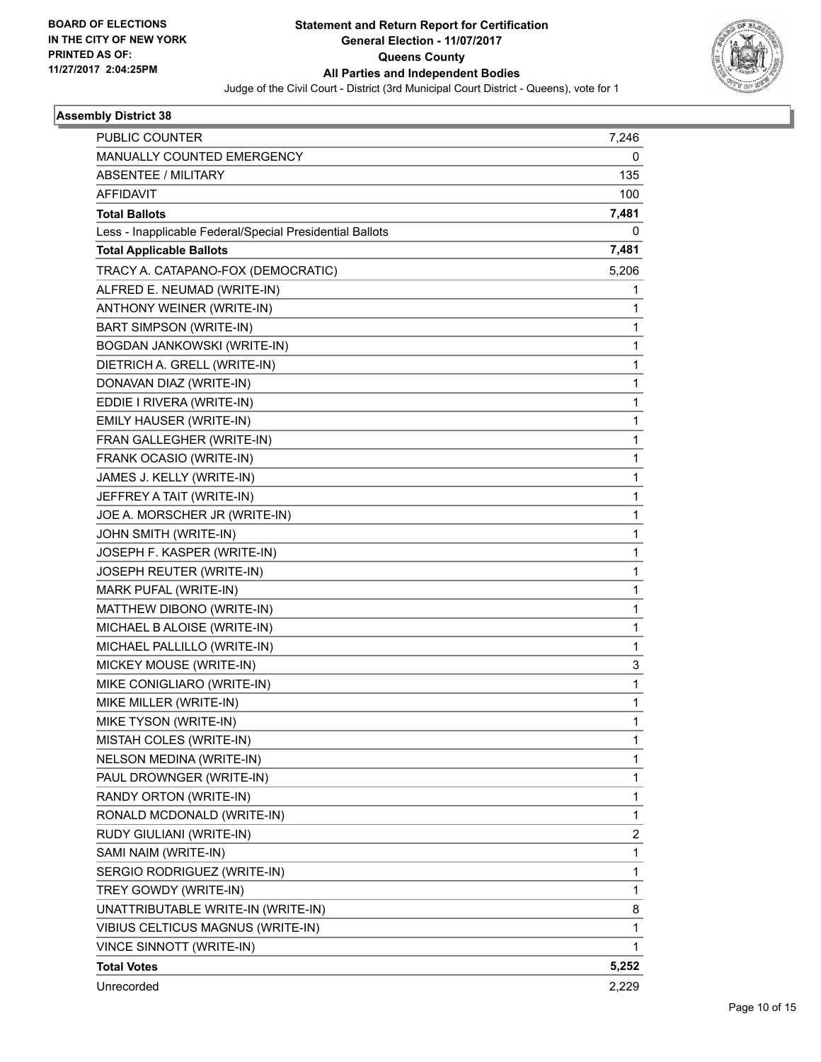**BOARD OF ELECTIONS IN THE CITY OF NEW YORK PRINTED AS OF: 11/27/2017 2:04:25PM**

# Statement and Return Report for Certification
## General Election - 11/07/2017
## Queens County
## All Parties and Independent Bodies

Judge of the Civil Court - District (3rd Municipal Court District - Queens), vote for 1

### Assembly District 38

| | |
|---|---|
| PUBLIC COUNTER | 7,246 |
| MANUALLY COUNTED EMERGENCY | 0 |
| ABSENTEE / MILITARY | 135 |
| AFFIDAVIT | 100 |
| **Total Ballots** | **7,481** |
| Less - Inapplicable Federal/Special Presidential Ballots | 0 |
| **Total Applicable Ballots** | **7,481** |
| TRACY A. CATAPANO-FOX (DEMOCRATIC) | 5,206 |
| ALFRED E. NEUMAD (WRITE-IN) | 1 |
| ANTHONY WEINER (WRITE-IN) | 1 |
| BART SIMPSON (WRITE-IN) | 1 |
| BOGDAN JANKOWSKI (WRITE-IN) | 1 |
| DIETRICH A. GRELL (WRITE-IN) | 1 |
| DONAVAN DIAZ (WRITE-IN) | 1 |
| EDDIE I RIVERA (WRITE-IN) | 1 |
| EMILY HAUSER (WRITE-IN) | 1 |
| FRAN GALLEGHER (WRITE-IN) | 1 |
| FRANK OCASIO (WRITE-IN) | 1 |
| JAMES J. KELLY (WRITE-IN) | 1 |
| JEFFREY A TAIT (WRITE-IN) | 1 |
| JOE A. MORSCHER JR (WRITE-IN) | 1 |
| JOHN SMITH (WRITE-IN) | 1 |
| JOSEPH F. KASPER (WRITE-IN) | 1 |
| JOSEPH REUTER (WRITE-IN) | 1 |
| MARK PUFAL (WRITE-IN) | 1 |
| MATTHEW DIBONO (WRITE-IN) | 1 |
| MICHAEL B ALOISE (WRITE-IN) | 1 |
| MICHAEL PALLILLO (WRITE-IN) | 1 |
| MICKEY MOUSE (WRITE-IN) | 3 |
| MIKE CONIGLIARO (WRITE-IN) | 1 |
| MIKE MILLER (WRITE-IN) | 1 |
| MIKE TYSON (WRITE-IN) | 1 |
| MISTAH COLES (WRITE-IN) | 1 |
| NELSON MEDINA (WRITE-IN) | 1 |
| PAUL DROWNGER (WRITE-IN) | 1 |
| RANDY ORTON (WRITE-IN) | 1 |
| RONALD MCDONALD (WRITE-IN) | 1 |
| RUDY GIULIANI (WRITE-IN) | 2 |
| SAMI NAIM (WRITE-IN) | 1 |
| SERGIO RODRIGUEZ (WRITE-IN) | 1 |
| TREY GOWDY (WRITE-IN) | 1 |
| UNATTRIBUTABLE WRITE-IN (WRITE-IN) | 8 |
| VIBIUS CELTICUS MAGNUS (WRITE-IN) | 1 |
| VINCE SINNOTT (WRITE-IN) | 1 |
| **Total Votes** | **5,252** |
| Unrecorded | 2,229 |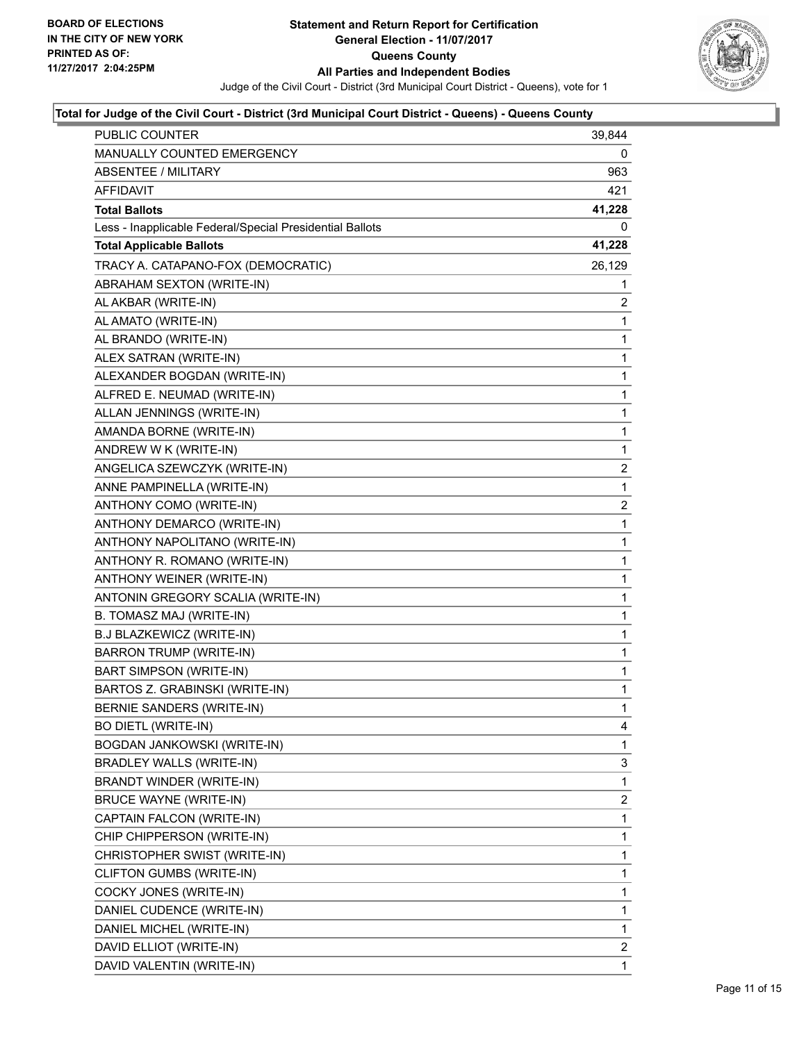**BOARD OF ELECTIONS IN THE CITY OF NEW YORK PRINTED AS OF: 11/27/2017 2:04:25PM**

# Statement and Return Report for Certification
## General Election - 11/07/2017
## Queens County
## All Parties and Independent Bodies

Judge of the Civil Court - District (3rd Municipal Court District - Queens), vote for 1

### Total for Judge of the Civil Court - District (3rd Municipal Court District - Queens) - Queens County

| | |
|---|---|
| PUBLIC COUNTER | 39,844 |
| MANUALLY COUNTED EMERGENCY | 0 |
| ABSENTEE / MILITARY | 963 |
| AFFIDAVIT | 421 |
| **Total Ballots** | **41,228** |
| Less - Inapplicable Federal/Special Presidential Ballots | 0 |
| **Total Applicable Ballots** | **41,228** |
| TRACY A. CATAPANO-FOX (DEMOCRATIC) | 26,129 |
| ABRAHAM SEXTON (WRITE-IN) | 1 |
| AL AKBAR (WRITE-IN) | 2 |
| AL AMATO (WRITE-IN) | 1 |
| AL BRANDO (WRITE-IN) | 1 |
| ALEX SATRAN (WRITE-IN) | 1 |
| ALEXANDER BOGDAN (WRITE-IN) | 1 |
| ALFRED E. NEUMAD (WRITE-IN) | 1 |
| ALLAN JENNINGS (WRITE-IN) | 1 |
| AMANDA BORNE (WRITE-IN) | 1 |
| ANDREW W K (WRITE-IN) | 1 |
| ANGELICA SZEWCZYK (WRITE-IN) | 2 |
| ANNE PAMPINELLA (WRITE-IN) | 1 |
| ANTHONY COMO (WRITE-IN) | 2 |
| ANTHONY DEMARCO (WRITE-IN) | 1 |
| ANTHONY NAPOLITANO (WRITE-IN) | 1 |
| ANTHONY R. ROMANO (WRITE-IN) | 1 |
| ANTHONY WEINER (WRITE-IN) | 1 |
| ANTONIN GREGORY SCALIA (WRITE-IN) | 1 |
| B. TOMASZ MAJ (WRITE-IN) | 1 |
| B.J BLAZKEWICZ (WRITE-IN) | 1 |
| BARRON TRUMP (WRITE-IN) | 1 |
| BART SIMPSON (WRITE-IN) | 1 |
| BARTOS Z. GRABINSKI (WRITE-IN) | 1 |
| BERNIE SANDERS (WRITE-IN) | 1 |
| BO DIETL (WRITE-IN) | 4 |
| BOGDAN JANKOWSKI (WRITE-IN) | 1 |
| BRADLEY WALLS (WRITE-IN) | 3 |
| BRANDT WINDER (WRITE-IN) | 1 |
| BRUCE WAYNE (WRITE-IN) | 2 |
| CAPTAIN FALCON (WRITE-IN) | 1 |
| CHIP CHIPPERSON (WRITE-IN) | 1 |
| CHRISTOPHER SWIST (WRITE-IN) | 1 |
| CLIFTON GUMBS (WRITE-IN) | 1 |
| COCKY JONES (WRITE-IN) | 1 |
| DANIEL CUDENCE (WRITE-IN) | 1 |
| DANIEL MICHEL (WRITE-IN) | 1 |
| DAVID ELLIOT (WRITE-IN) | 2 |
| DAVID VALENTIN (WRITE-IN) | 1 |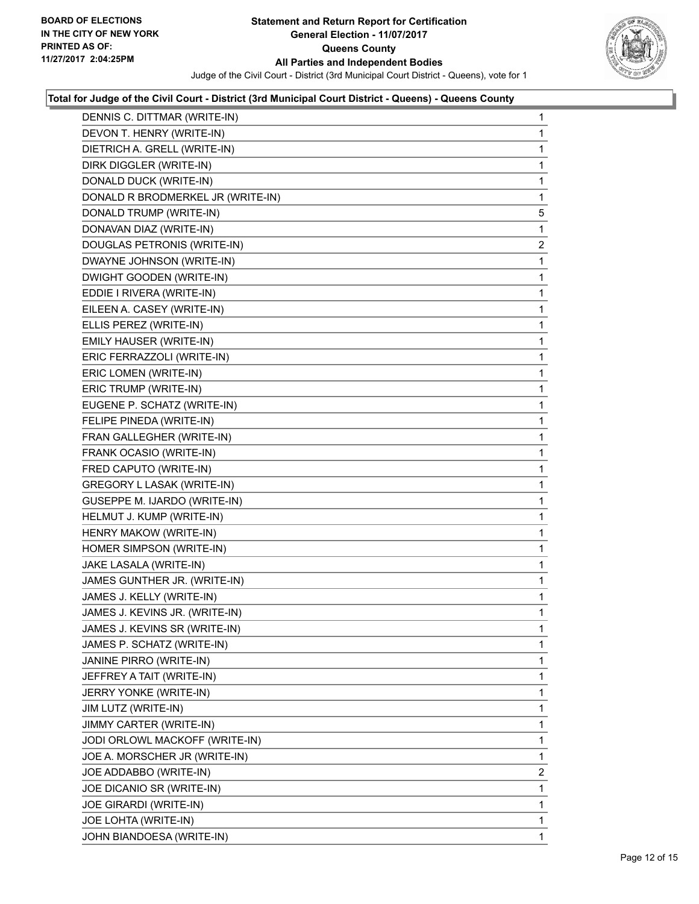**BOARD OF ELECTIONS IN THE CITY OF NEW YORK PRINTED AS OF: 11/27/2017 2:04:25PM**

# Statement and Return Report for Certification
## General Election - 11/07/2017
## Queens County
## All Parties and Independent Bodies

Judge of the Civil Court - District (3rd Municipal Court District - Queens), vote for 1

### Total for Judge of the Civil Court - District (3rd Municipal Court District - Queens) - Queens County

| Candidate | Votes |
|---|---|
| DENNIS C. DITTMAR (WRITE-IN) | 1 |
| DEVON T. HENRY (WRITE-IN) | 1 |
| DIETRICH A. GRELL (WRITE-IN) | 1 |
| DIRK DIGGLER (WRITE-IN) | 1 |
| DONALD DUCK (WRITE-IN) | 1 |
| DONALD R BRODMERKEL JR (WRITE-IN) | 1 |
| DONALD TRUMP (WRITE-IN) | 5 |
| DONAVAN DIAZ (WRITE-IN) | 1 |
| DOUGLAS PETRONIS (WRITE-IN) | 2 |
| DWAYNE JOHNSON (WRITE-IN) | 1 |
| DWIGHT GOODEN (WRITE-IN) | 1 |
| EDDIE I RIVERA (WRITE-IN) | 1 |
| EILEEN A. CASEY (WRITE-IN) | 1 |
| ELLIS PEREZ (WRITE-IN) | 1 |
| EMILY HAUSER (WRITE-IN) | 1 |
| ERIC FERRAZZOLI (WRITE-IN) | 1 |
| ERIC LOMEN (WRITE-IN) | 1 |
| ERIC TRUMP (WRITE-IN) | 1 |
| EUGENE P. SCHATZ (WRITE-IN) | 1 |
| FELIPE PINEDA (WRITE-IN) | 1 |
| FRAN GALLEGHER (WRITE-IN) | 1 |
| FRANK OCASIO (WRITE-IN) | 1 |
| FRED CAPUTO (WRITE-IN) | 1 |
| GREGORY L LASAK (WRITE-IN) | 1 |
| GUSEPPE M. IJARDO (WRITE-IN) | 1 |
| HELMUT J. KUMP (WRITE-IN) | 1 |
| HENRY MAKOW (WRITE-IN) | 1 |
| HOMER SIMPSON (WRITE-IN) | 1 |
| JAKE LASALA (WRITE-IN) | 1 |
| JAMES GUNTHER JR. (WRITE-IN) | 1 |
| JAMES J. KELLY (WRITE-IN) | 1 |
| JAMES J. KEVINS JR. (WRITE-IN) | 1 |
| JAMES J. KEVINS SR (WRITE-IN) | 1 |
| JAMES P. SCHATZ (WRITE-IN) | 1 |
| JANINE PIRRO (WRITE-IN) | 1 |
| JEFFREY A TAIT (WRITE-IN) | 1 |
| JERRY YONKE (WRITE-IN) | 1 |
| JIM LUTZ (WRITE-IN) | 1 |
| JIMMY CARTER (WRITE-IN) | 1 |
| JODI ORLOWL MACKOFF (WRITE-IN) | 1 |
| JOE A. MORSCHER JR (WRITE-IN) | 1 |
| JOE ADDABBO (WRITE-IN) | 2 |
| JOE DICANIO SR (WRITE-IN) | 1 |
| JOE GIRARDI (WRITE-IN) | 1 |
| JOE LOHTA (WRITE-IN) | 1 |
| JOHN BIANDOESA (WRITE-IN) | 1 |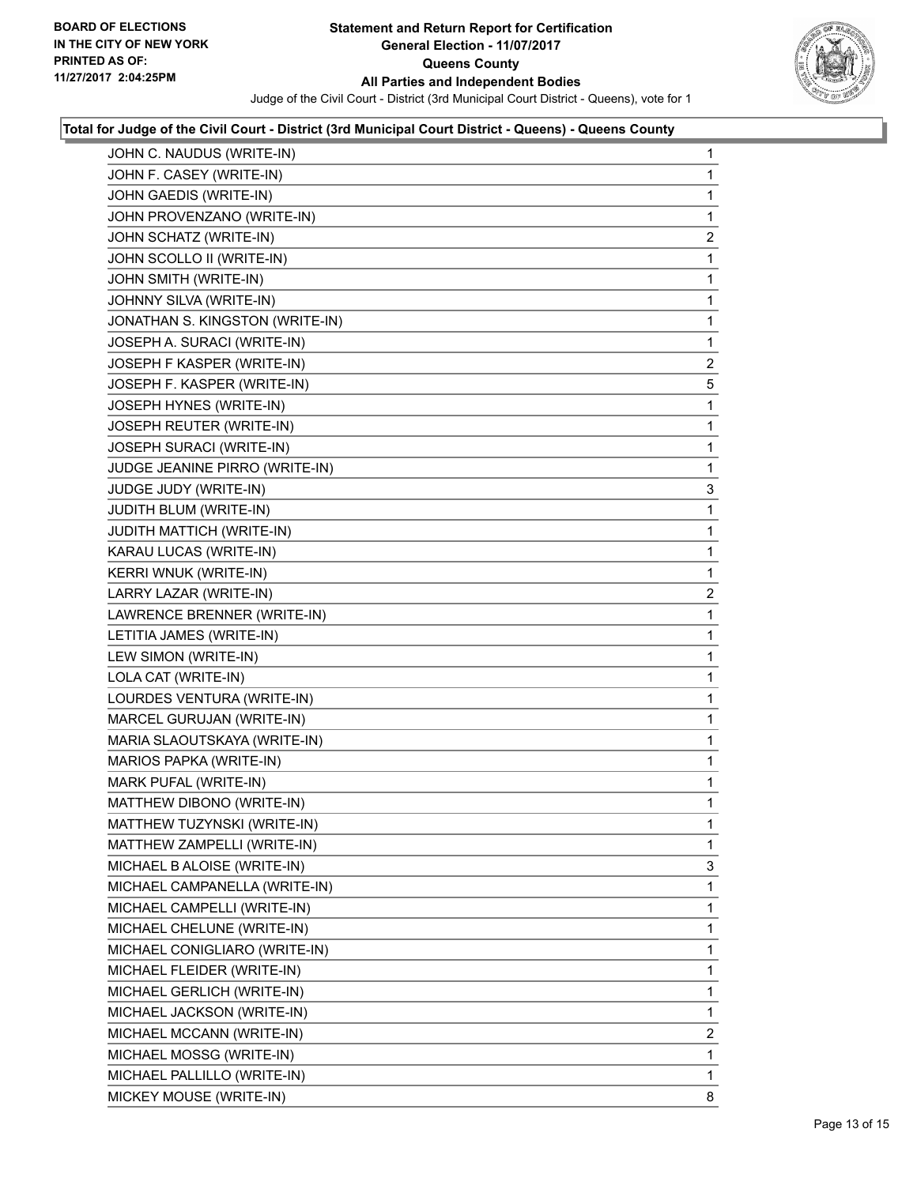**Total for Judge of the Civil Court - District (3rd Municipal Court District - Queens) - Queens County**

| | |
|---|---|
| JOHN C. NAUDUS (WRITE-IN) | 1 |
| JOHN F. CASEY (WRITE-IN) | 1 |
| JOHN GAEDIS (WRITE-IN) | 1 |
| JOHN PROVENZANO (WRITE-IN) | 1 |
| JOHN SCHATZ (WRITE-IN) | 2 |
| JOHN SCOLLO II (WRITE-IN) | 1 |
| JOHN SMITH (WRITE-IN) | 1 |
| JOHNNY SILVA (WRITE-IN) | 1 |
| JONATHAN S. KINGSTON (WRITE-IN) | 1 |
| JOSEPH A. SURACI (WRITE-IN) | 1 |
| JOSEPH F KASPER (WRITE-IN) | 2 |
| JOSEPH F. KASPER (WRITE-IN) | 5 |
| JOSEPH HYNES (WRITE-IN) | 1 |
| JOSEPH REUTER (WRITE-IN) | 1 |
| JOSEPH SURACI (WRITE-IN) | 1 |
| JUDGE JEANINE PIRRO (WRITE-IN) | 1 |
| JUDGE JUDY (WRITE-IN) | 3 |
| JUDITH BLUM (WRITE-IN) | 1 |
| JUDITH MATTICH (WRITE-IN) | 1 |
| KARAU LUCAS (WRITE-IN) | 1 |
| KERRI WNUK (WRITE-IN) | 1 |
| LARRY LAZAR (WRITE-IN) | 2 |
| LAWRENCE BRENNER (WRITE-IN) | 1 |
| LETITIA JAMES (WRITE-IN) | 1 |
| LEW SIMON (WRITE-IN) | 1 |
| LOLA CAT (WRITE-IN) | 1 |
| LOURDES VENTURA (WRITE-IN) | 1 |
| MARCEL GURUJAN (WRITE-IN) | 1 |
| MARIA SLAOUTSKAYA (WRITE-IN) | 1 |
| MARIOS PAPKA (WRITE-IN) | 1 |
| MARK PUFAL (WRITE-IN) | 1 |
| MATTHEW DIBONO (WRITE-IN) | 1 |
| MATTHEW TUZYNSKI (WRITE-IN) | 1 |
| MATTHEW ZAMPELLI (WRITE-IN) | 1 |
| MICHAEL B ALOISE (WRITE-IN) | 3 |
| MICHAEL CAMPANELLA (WRITE-IN) | 1 |
| MICHAEL CAMPELLI (WRITE-IN) | 1 |
| MICHAEL CHELUNE (WRITE-IN) | 1 |
| MICHAEL CONIGLIARO (WRITE-IN) | 1 |
| MICHAEL FLEIDER (WRITE-IN) | 1 |
| MICHAEL GERLICH (WRITE-IN) | 1 |
| MICHAEL JACKSON (WRITE-IN) | 1 |
| MICHAEL MCCANN (WRITE-IN) | 2 |
| MICHAEL MOSSG (WRITE-IN) | 1 |
| MICHAEL PALLILLO (WRITE-IN) | 1 |
| MICKEY MOUSE (WRITE-IN) | 8 |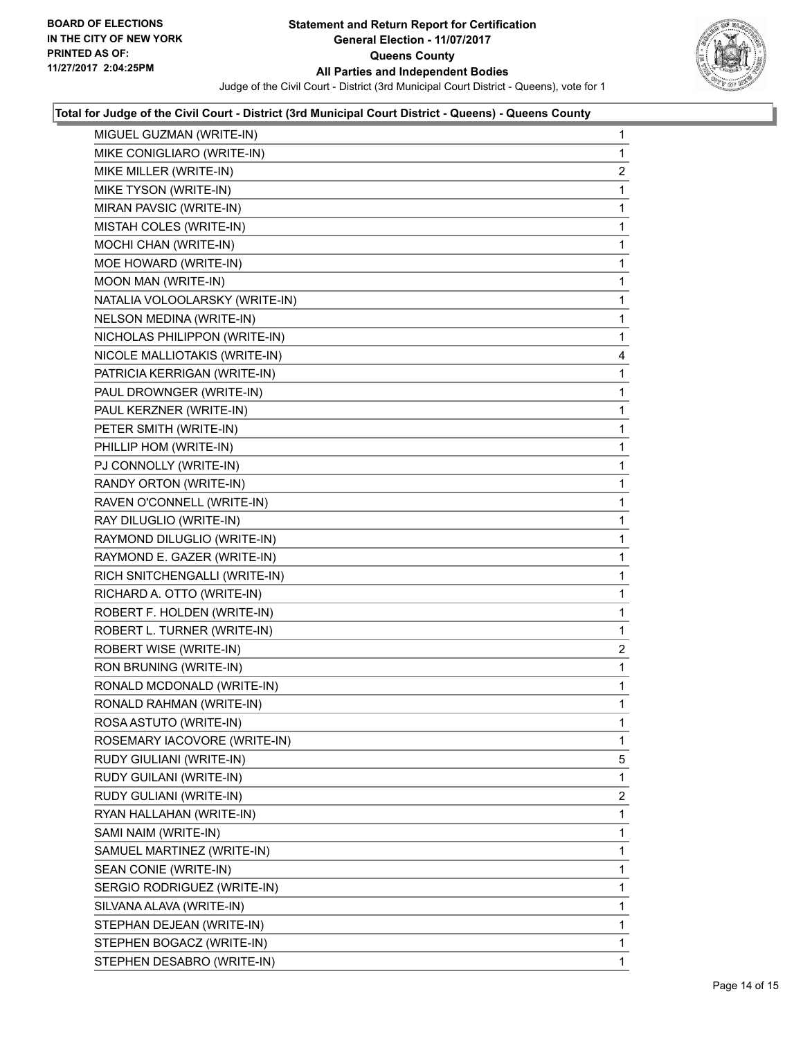**Statement and Return Report for Certification**
**General Election - 11/07/2017**
**Queens County**
**All Parties and Independent Bodies**
Judge of the Civil Court - District (3rd Municipal Court District - Queens), vote for 1

BOARD OF ELECTIONS
IN THE CITY OF NEW YORK
PRINTED AS OF:
11/27/2017 2:04:25PM

**Total for Judge of the Civil Court - District (3rd Municipal Court District - Queens) - Queens County**

| | |
|---|---|
| MIGUEL GUZMAN (WRITE-IN) | 1 |
| MIKE CONIGLIARO (WRITE-IN) | 1 |
| MIKE MILLER (WRITE-IN) | 2 |
| MIKE TYSON (WRITE-IN) | 1 |
| MIRAN PAVSIC (WRITE-IN) | 1 |
| MISTAH COLES (WRITE-IN) | 1 |
| MOCHI CHAN (WRITE-IN) | 1 |
| MOE HOWARD (WRITE-IN) | 1 |
| MOON MAN (WRITE-IN) | 1 |
| NATALIA VOLOOLARSKY (WRITE-IN) | 1 |
| NELSON MEDINA (WRITE-IN) | 1 |
| NICHOLAS PHILIPPON (WRITE-IN) | 1 |
| NICOLE MALLIOTAKIS (WRITE-IN) | 4 |
| PATRICIA KERRIGAN (WRITE-IN) | 1 |
| PAUL DROWNGER (WRITE-IN) | 1 |
| PAUL KERZNER (WRITE-IN) | 1 |
| PETER SMITH (WRITE-IN) | 1 |
| PHILLIP HOM (WRITE-IN) | 1 |
| PJ CONNOLLY (WRITE-IN) | 1 |
| RANDY ORTON (WRITE-IN) | 1 |
| RAVEN O'CONNELL (WRITE-IN) | 1 |
| RAY DILUGLIO (WRITE-IN) | 1 |
| RAYMOND DILUGLIO (WRITE-IN) | 1 |
| RAYMOND E. GAZER (WRITE-IN) | 1 |
| RICH SNITCHENGALLI (WRITE-IN) | 1 |
| RICHARD A. OTTO (WRITE-IN) | 1 |
| ROBERT F. HOLDEN (WRITE-IN) | 1 |
| ROBERT L. TURNER (WRITE-IN) | 1 |
| ROBERT WISE (WRITE-IN) | 2 |
| RON BRUNING (WRITE-IN) | 1 |
| RONALD MCDONALD (WRITE-IN) | 1 |
| RONALD RAHMAN (WRITE-IN) | 1 |
| ROSA ASTUTO (WRITE-IN) | 1 |
| ROSEMARY IACOVORE (WRITE-IN) | 1 |
| RUDY GIULIANI (WRITE-IN) | 5 |
| RUDY GUILANI (WRITE-IN) | 1 |
| RUDY GULIANI (WRITE-IN) | 2 |
| RYAN HALLAHAN (WRITE-IN) | 1 |
| SAMI NAIM (WRITE-IN) | 1 |
| SAMUEL MARTINEZ (WRITE-IN) | 1 |
| SEAN CONIE (WRITE-IN) | 1 |
| SERGIO RODRIGUEZ (WRITE-IN) | 1 |
| SILVANA ALAVA (WRITE-IN) | 1 |
| STEPHAN DEJEAN (WRITE-IN) | 1 |
| STEPHEN BOGACZ (WRITE-IN) | 1 |
| STEPHEN DESABRO (WRITE-IN) | 1 |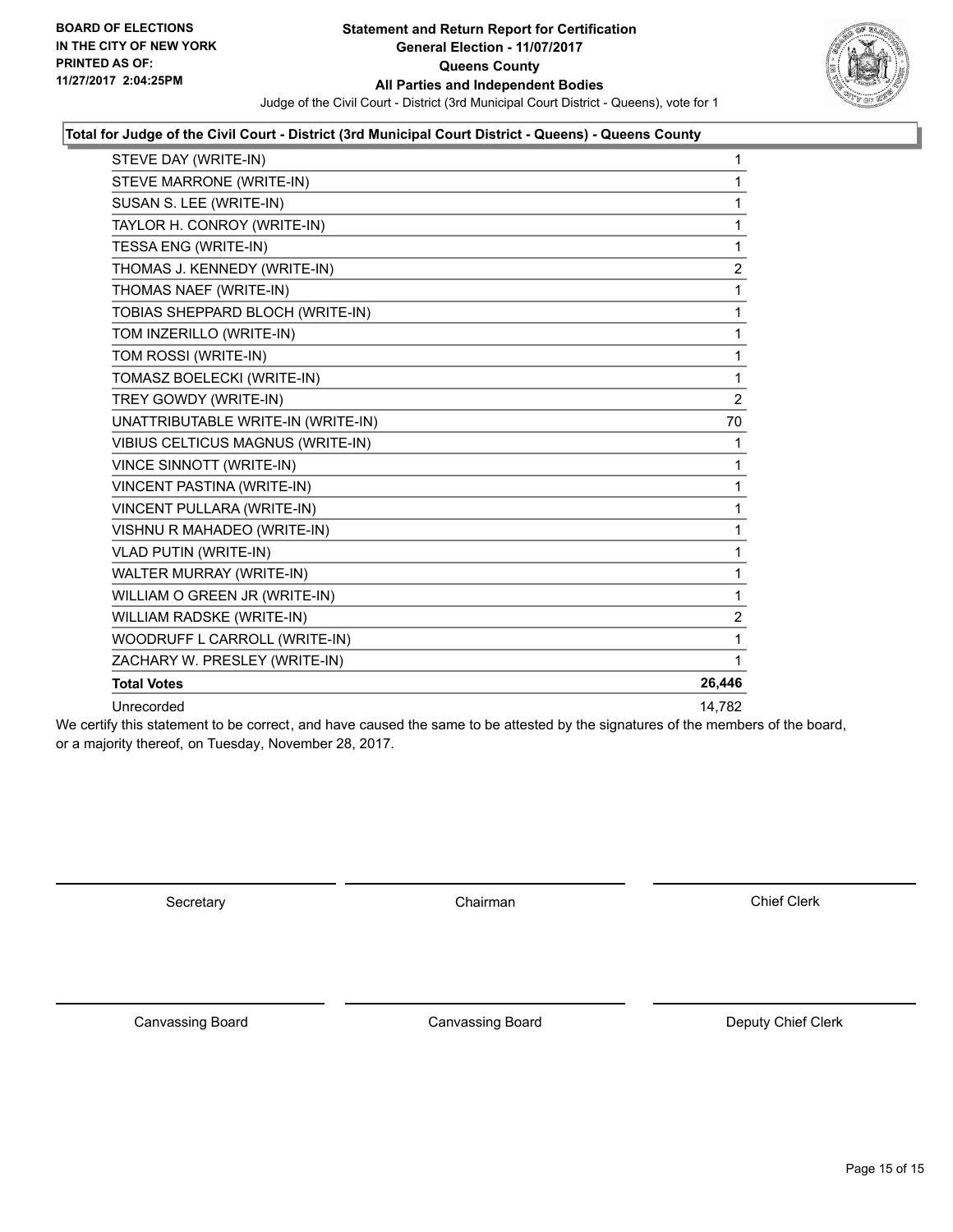**BOARD OF ELECTIONS IN THE CITY OF NEW YORK PRINTED AS OF: 11/27/2017 2:04:25PM**

**Statement and Return Report for Certification**
**General Election - 11/07/2017**
**Queens County**
**All Parties and Independent Bodies**

Judge of the Civil Court - District (3rd Municipal Court District - Queens), vote for 1

**Total for Judge of the Civil Court - District (3rd Municipal Court District - Queens) - Queens County**

| | |
|---|---|
| STEVE DAY (WRITE-IN) | 1 |
| STEVE MARRONE (WRITE-IN) | 1 |
| SUSAN S. LEE (WRITE-IN) | 1 |
| TAYLOR H. CONROY (WRITE-IN) | 1 |
| TESSA ENG (WRITE-IN) | 1 |
| THOMAS J. KENNEDY (WRITE-IN) | 2 |
| THOMAS NAEF (WRITE-IN) | 1 |
| TOBIAS SHEPPARD BLOCH (WRITE-IN) | 1 |
| TOM INZERILLO (WRITE-IN) | 1 |
| TOM ROSSI (WRITE-IN) | 1 |
| TOMASZ BOELECKI (WRITE-IN) | 1 |
| TREY GOWDY (WRITE-IN) | 2 |
| UNATTRIBUTABLE WRITE-IN (WRITE-IN) | 70 |
| VIBIUS CELTICUS MAGNUS (WRITE-IN) | 1 |
| VINCE SINNOTT (WRITE-IN) | 1 |
| VINCENT PASTINA (WRITE-IN) | 1 |
| VINCENT PULLARA (WRITE-IN) | 1 |
| VISHNU R MAHADEO (WRITE-IN) | 1 |
| VLAD PUTIN (WRITE-IN) | 1 |
| WALTER MURRAY (WRITE-IN) | 1 |
| WILLIAM O GREEN JR (WRITE-IN) | 1 |
| WILLIAM RADSKE (WRITE-IN) | 2 |
| WOODRUFF L CARROLL (WRITE-IN) | 1 |
| ZACHARY W. PRESLEY (WRITE-IN) | 1 |
| **Total Votes** | **26,446** |
| Unrecorded | 14,782 |

We certify this statement to be correct, and have caused the same to be attested by the signatures of the members of the board, or a majority thereof, on Tuesday, November 28, 2017.

Secretary | Chairman | Chief Clerk

Canvassing Board | Canvassing Board | Deputy Chief Clerk